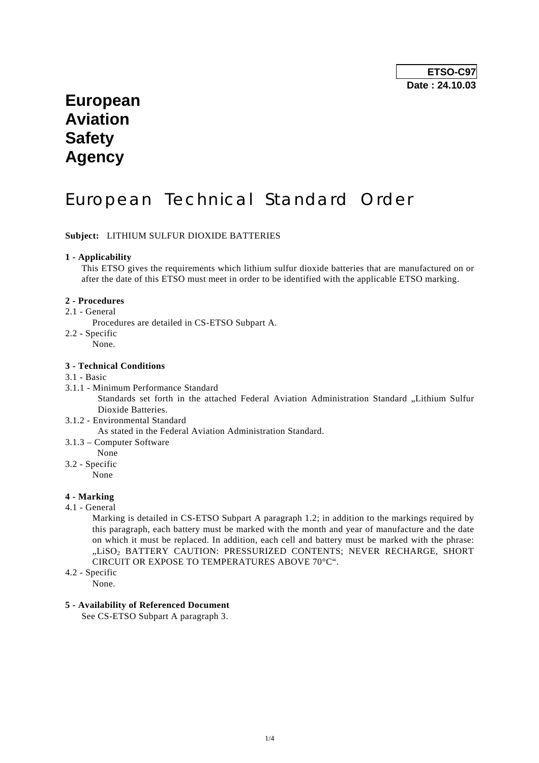**ETSO-C97**
**Date : 24.10.03**

# European Aviation Safety Agency

# European Technical Standard Order

**Subject:** LITHIUM SULFUR DIOXIDE BATTERIES

**1 - Applicability**

This ETSO gives the requirements which lithium sulfur dioxide batteries that are manufactured on or after the date of this ETSO must meet in order to be identified with the applicable ETSO marking.

**2 - Procedures**

2.1 - General

Procedures are detailed in CS-ETSO Subpart A.

2.2 - Specific

None.

**3 - Technical Conditions**

3.1 - Basic

3.1.1 - Minimum Performance Standard

Standards set forth in the attached Federal Aviation Administration Standard „Lithium Sulfur Dioxide Batteries.

3.1.2 - Environmental Standard

As stated in the Federal Aviation Administration Standard.

3.1.3 – Computer Software

None

3.2 - Specific

None

**4 - Marking**

4.1 - General

Marking is detailed in CS-ETSO Subpart A paragraph 1.2; in addition to the markings required by this paragraph, each battery must be marked with the month and year of manufacture and the date on which it must be replaced. In addition, each cell and battery must be marked with the phrase: „$LiSO_2$ BATTERY CAUTION: PRESSURIZED CONTENTS; NEVER RECHARGE, SHORT CIRCUIT OR EXPOSE TO TEMPERATURES ABOVE 70°C".

4.2 - Specific

None.

**5 - Availability of Referenced Document**

See CS-ETSO Subpart A paragraph 3.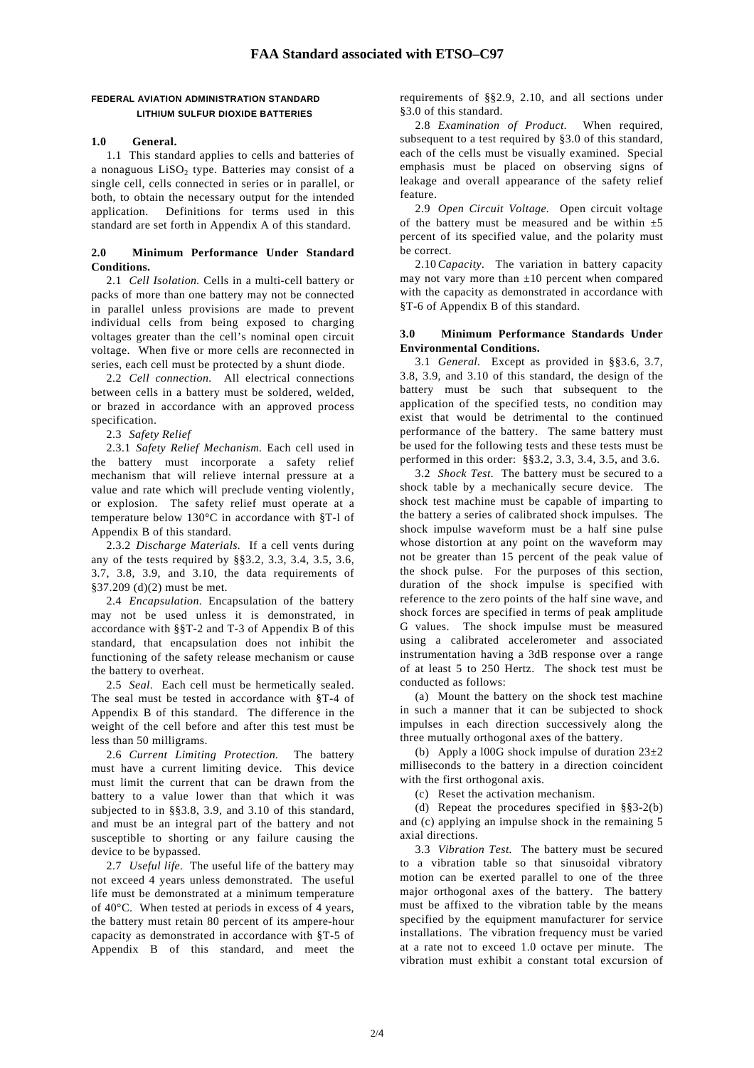# FAA Standard associated with ETSO–C97

**FEDERAL AVIATION ADMINISTRATION STANDARD**
**LITHIUM SULFUR DIOXIDE BATTERIES**

## 1.0 General.

1.1 This standard applies to cells and batteries of a nonaguous $LiSO_2$ type. Batteries may consist of a single cell, cells connected in series or in parallel, or both, to obtain the necessary output for the intended application. Definitions for terms used in this standard are set forth in Appendix A of this standard.

## 2.0 Minimum Performance Under Standard Conditions.

2.1 *Cell Isolation.* Cells in a multi-cell battery or packs of more than one battery may not be connected in parallel unless provisions are made to prevent individual cells from being exposed to charging voltages greater than the cell's nominal open circuit voltage. When five or more cells are reconnected in series, each cell must be protected by a shunt diode.

2.2 *Cell connection.* All electrical connections between cells in a battery must be soldered, welded, or brazed in accordance with an approved process specification.

2.3 *Safety Relief*

2.3.1 *Safety Relief Mechanism.* Each cell used in the battery must incorporate a safety relief mechanism that will relieve internal pressure at a value and rate which will preclude venting violently, or explosion. The safety relief must operate at a temperature below 130°C in accordance with §T-l of Appendix B of this standard.

2.3.2 *Discharge Materials.* If a cell vents during any of the tests required by §§3.2, 3.3, 3.4, 3.5, 3.6, 3.7, 3.8, 3.9, and 3.10, the data requirements of §37.209 (d)(2) must be met.

2.4 *Encapsulation.* Encapsulation of the battery may not be used unless it is demonstrated, in accordance with §§T-2 and T-3 of Appendix B of this standard, that encapsulation does not inhibit the functioning of the safety release mechanism or cause the battery to overheat.

2.5 *Seal.* Each cell must be hermetically sealed. The seal must be tested in accordance with §T-4 of Appendix B of this standard. The difference in the weight of the cell before and after this test must be less than 50 milligrams.

2.6 *Current Limiting Protection.* The battery must have a current limiting device. This device must limit the current that can be drawn from the battery to a value lower than that which it was subjected to in §§3.8, 3.9, and 3.10 of this standard, and must be an integral part of the battery and not susceptible to shorting or any failure causing the device to be bypassed.

2.7 *Useful life.* The useful life of the battery may not exceed 4 years unless demonstrated. The useful life must be demonstrated at a minimum temperature of 40°C. When tested at periods in excess of 4 years, the battery must retain 80 percent of its ampere-hour capacity as demonstrated in accordance with §T-5 of Appendix B of this standard, and meet the requirements of §§2.9, 2.10, and all sections under §3.0 of this standard.

2.8 *Examination of Product.* When required, subsequent to a test required by §3.0 of this standard, each of the cells must be visually examined. Special emphasis must be placed on observing signs of leakage and overall appearance of the safety relief feature.

2.9 *Open Circuit Voltage.* Open circuit voltage of the battery must be measured and be within ±5 percent of its specified value, and the polarity must be correct.

2.10 *Capacity.* The variation in battery capacity may not vary more than ±10 percent when compared with the capacity as demonstrated in accordance with §T-6 of Appendix B of this standard.

## 3.0 Minimum Performance Standards Under Environmental Conditions.

3.1 *General.* Except as provided in §§3.6, 3.7, 3.8, 3.9, and 3.10 of this standard, the design of the battery must be such that subsequent to the application of the specified tests, no condition may exist that would be detrimental to the continued performance of the battery. The same battery must be used for the following tests and these tests must be performed in this order: §§3.2, 3.3, 3.4, 3.5, and 3.6.

3.2 *Shock Test.* The battery must be secured to a shock table by a mechanically secure device. The shock test machine must be capable of imparting to the battery a series of calibrated shock impulses. The shock impulse waveform must be a half sine pulse whose distortion at any point on the waveform may not be greater than 15 percent of the peak value of the shock pulse. For the purposes of this section, duration of the shock impulse is specified with reference to the zero points of the half sine wave, and shock forces are specified in terms of peak amplitude G values. The shock impulse must be measured using a calibrated accelerometer and associated instrumentation having a 3dB response over a range of at least 5 to 250 Hertz. The shock test must be conducted as follows:

(a) Mount the battery on the shock test machine in such a manner that it can be subjected to shock impulses in each direction successively along the three mutually orthogonal axes of the battery.

(b) Apply a l00G shock impulse of duration 23±2 milliseconds to the battery in a direction coincident with the first orthogonal axis.

(c) Reset the activation mechanism.

(d) Repeat the procedures specified in §§3-2(b) and (c) applying an impulse shock in the remaining 5 axial directions.

3.3 *Vibration Test.* The battery must be secured to a vibration table so that sinusoidal vibratory motion can be exerted parallel to one of the three major orthogonal axes of the battery. The battery must be affixed to the vibration table by the means specified by the equipment manufacturer for service installations. The vibration frequency must be varied at a rate not to exceed 1.0 octave per minute. The vibration must exhibit a constant total excursion of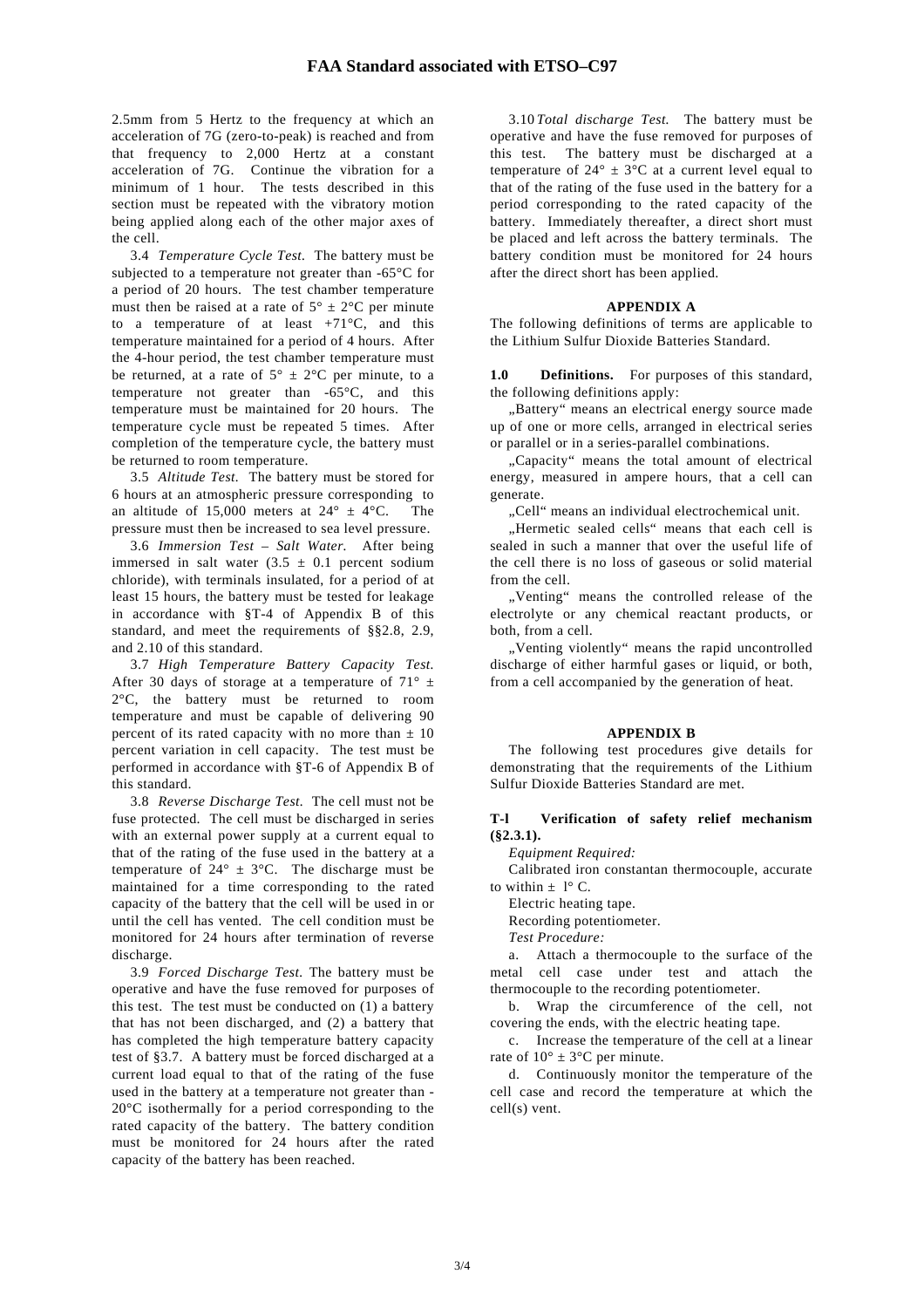2.5mm from 5 Hertz to the frequency at which an acceleration of 7G (zero-to-peak) is reached and from that frequency to 2,000 Hertz at a constant acceleration of 7G. Continue the vibration for a minimum of 1 hour. The tests described in this section must be repeated with the vibratory motion being applied along each of the other major axes of the cell.

3.4 *Temperature Cycle Test.* The battery must be subjected to a temperature not greater than -65°C for a period of 20 hours. The test chamber temperature must then be raised at a rate of 5° ± 2°C per minute to a temperature of at least +71°C, and this temperature maintained for a period of 4 hours. After the 4-hour period, the test chamber temperature must be returned, at a rate of 5° ± 2°C per minute, to a temperature not greater than -65°C, and this temperature must be maintained for 20 hours. The temperature cycle must be repeated 5 times. After completion of the temperature cycle, the battery must be returned to room temperature.

3.5 *Altitude Test.* The battery must be stored for 6 hours at an atmospheric pressure corresponding to an altitude of 15,000 meters at 24° ± 4°C. The pressure must then be increased to sea level pressure.

3.6 *Immersion Test – Salt Water.* After being immersed in salt water (3.5 ± 0.1 percent sodium chloride), with terminals insulated, for a period of at least 15 hours, the battery must be tested for leakage in accordance with §T-4 of Appendix B of this standard, and meet the requirements of §§2.8, 2.9, and 2.10 of this standard.

3.7 *High Temperature Battery Capacity Test.* After 30 days of storage at a temperature of 71° ± 2°C, the battery must be returned to room temperature and must be capable of delivering 90 percent of its rated capacity with no more than ± 10 percent variation in cell capacity. The test must be performed in accordance with §T-6 of Appendix B of this standard.

3.8 *Reverse Discharge Test.* The cell must not be fuse protected. The cell must be discharged in series with an external power supply at a current equal to that of the rating of the fuse used in the battery at a temperature of 24° ± 3°C. The discharge must be maintained for a time corresponding to the rated capacity of the battery that the cell will be used in or until the cell has vented. The cell condition must be monitored for 24 hours after termination of reverse discharge.

3.9 *Forced Discharge Test.* The battery must be operative and have the fuse removed for purposes of this test. The test must be conducted on (1) a battery that has not been discharged, and (2) a battery that has completed the high temperature battery capacity test of §3.7. A battery must be forced discharged at a current load equal to that of the rating of the fuse used in the battery at a temperature not greater than -20°C isothermally for a period corresponding to the rated capacity of the battery. The battery condition must be monitored for 24 hours after the rated capacity of the battery has been reached.

3.10 *Total discharge Test.* The battery must be operative and have the fuse removed for purposes of this test. The battery must be discharged at a temperature of 24° ± 3°C at a current level equal to that of the rating of the fuse used in the battery for a period corresponding to the rated capacity of the battery. Immediately thereafter, a direct short must be placed and left across the battery terminals. The battery condition must be monitored for 24 hours after the direct short has been applied.

## APPENDIX A

The following definitions of terms are applicable to the Lithium Sulfur Dioxide Batteries Standard.

**1.0 Definitions.** For purposes of this standard, the following definitions apply:

„Battery" means an electrical energy source made up of one or more cells, arranged in electrical series or parallel or in a series-parallel combinations.

„Capacity" means the total amount of electrical energy, measured in ampere hours, that a cell can generate.

„Cell" means an individual electrochemical unit.

„Hermetic sealed cells" means that each cell is sealed in such a manner that over the useful life of the cell there is no loss of gaseous or solid material from the cell.

„Venting" means the controlled release of the electrolyte or any chemical reactant products, or both, from a cell.

„Venting violently" means the rapid uncontrolled discharge of either harmful gases or liquid, or both, from a cell accompanied by the generation of heat.

## APPENDIX B

The following test procedures give details for demonstrating that the requirements of the Lithium Sulfur Dioxide Batteries Standard are met.

### T-l Verification of safety relief mechanism (§2.3.1).

*Equipment Required:*

Calibrated iron constantan thermocouple, accurate to within ± l° C.

Electric heating tape.

Recording potentiometer.

*Test Procedure:*

a. Attach a thermocouple to the surface of the metal cell case under test and attach the thermocouple to the recording potentiometer.

b. Wrap the circumference of the cell, not covering the ends, with the electric heating tape.

c. Increase the temperature of the cell at a linear rate of 10° ± 3°C per minute.

d. Continuously monitor the temperature of the cell case and record the temperature at which the cell(s) vent.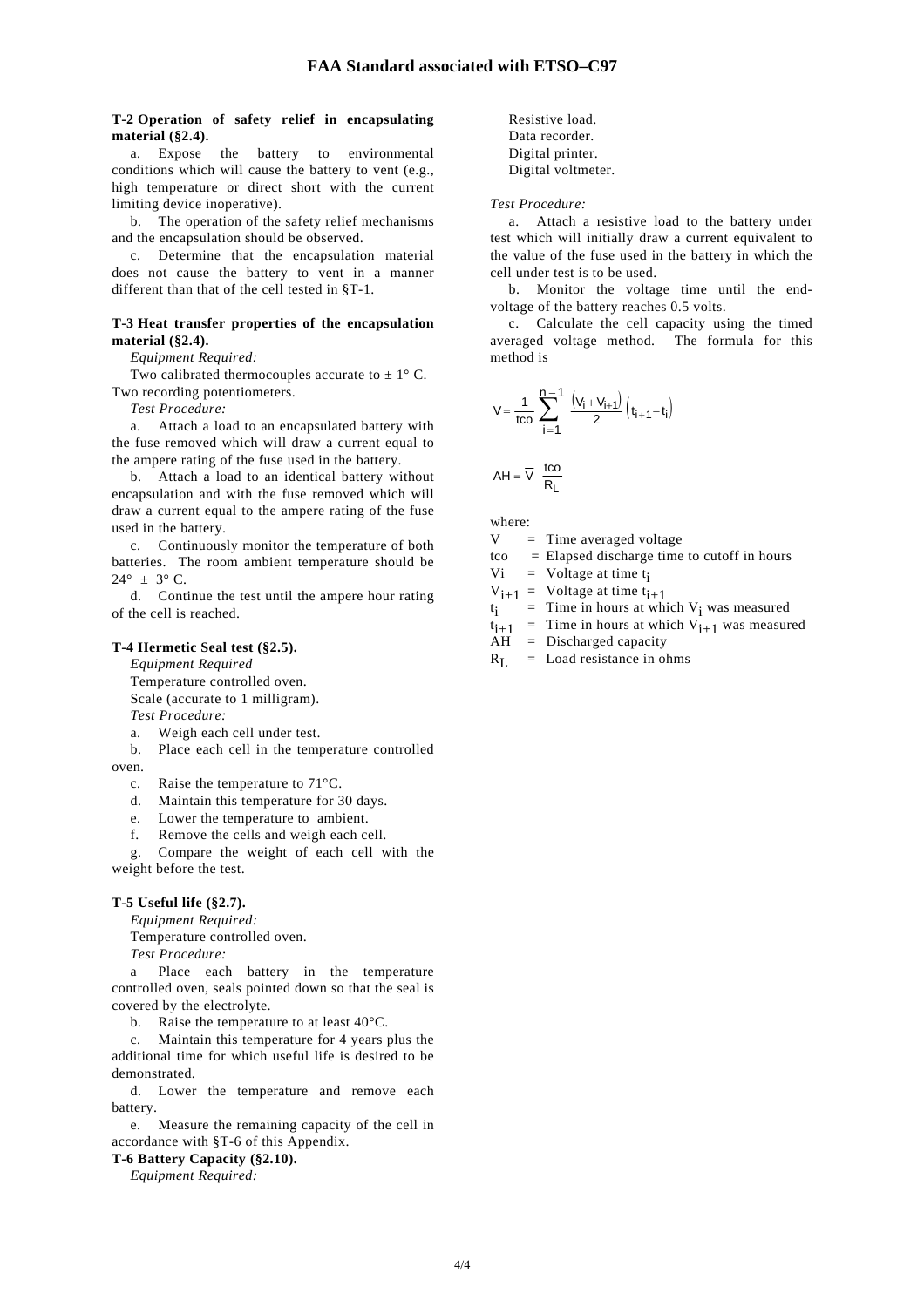**T-2 Operation of safety relief in encapsulating material (§2.4).**

a. Expose the battery to environmental conditions which will cause the battery to vent (e.g., high temperature or direct short with the current limiting device inoperative).

b. The operation of the safety relief mechanisms and the encapsulation should be observed.

c. Determine that the encapsulation material does not cause the battery to vent in a manner different than that of the cell tested in §T-1.

**T-3 Heat transfer properties of the encapsulation material (§2.4).**

*Equipment Required:*

Two calibrated thermocouples accurate to ± 1° C.
Two recording potentiometers.

*Test Procedure:*

a. Attach a load to an encapsulated battery with the fuse removed which will draw a current equal to the ampere rating of the fuse used in the battery.

b. Attach a load to an identical battery without encapsulation and with the fuse removed which will draw a current equal to the ampere rating of the fuse used in the battery.

c. Continuously monitor the temperature of both batteries. The room ambient temperature should be 24° ± 3° C.

d. Continue the test until the ampere hour rating of the cell is reached.

**T-4 Hermetic Seal test (§2.5).**

*Equipment Required*

Temperature controlled oven.
Scale (accurate to 1 milligram).

*Test Procedure:*

a. Weigh each cell under test.

b. Place each cell in the temperature controlled oven.

c. Raise the temperature to 71°C.

d. Maintain this temperature for 30 days.

e. Lower the temperature to ambient.

f. Remove the cells and weigh each cell.

g. Compare the weight of each cell with the weight before the test.

**T-5 Useful life (§2.7).**

*Equipment Required:*

Temperature controlled oven.

*Test Procedure:*

a Place each battery in the temperature controlled oven, seals pointed down so that the seal is covered by the electrolyte.

b. Raise the temperature to at least 40°C.

c. Maintain this temperature for 4 years plus the additional time for which useful life is desired to be demonstrated.

d. Lower the temperature and remove each battery.

e. Measure the remaining capacity of the cell in accordance with §T-6 of this Appendix.

**T-6 Battery Capacity (§2.10).**

*Equipment Required:*

Resistive load.
Data recorder.
Digital printer.
Digital voltmeter.

*Test Procedure:*

a. Attach a resistive load to the battery under test which will initially draw a current equivalent to the value of the fuse used in the battery in which the cell under test is to be used.

b. Monitor the voltage time until the end-voltage of the battery reaches 0.5 volts.

c. Calculate the cell capacity using the timed averaged voltage method. The formula for this method is

$$\overline{V} = \frac{1}{tco} \sum_{i=1}^{n-1} \frac{(V_i + V_{i+1})}{2} \left(t_{i+1} - t_i\right)$$

$$AH = \overline{V} \; \frac{tco}{R_L}$$

where:

$V$ = Time averaged voltage
$tco$ = Elapsed discharge time to cutoff in hours
$V_i$ = Voltage at time $t_i$
$V_{i+1}$ = Voltage at time $t_{i+1}$
$t_i$ = Time in hours at which $V_i$ was measured
$t_{i+1}$ = Time in hours at which $V_{i+1}$ was measured
$AH$ = Discharged capacity
$R_L$ = Load resistance in ohms